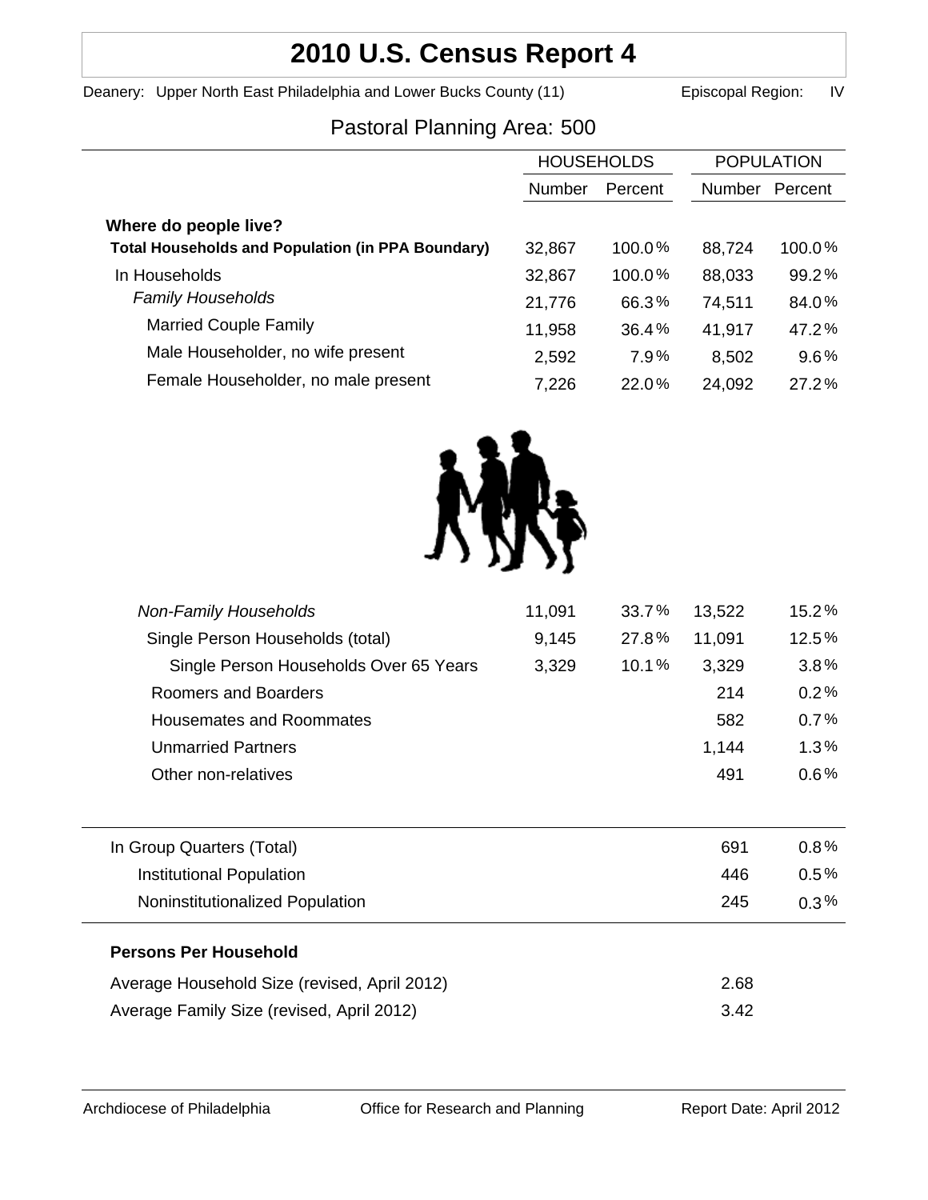# 2010 U.S. Census Report 4

Deanery: Upper North East Philadelphia and Lower Bucks County (11) Episcopal Region: IV

## Pastoral Planning Area: 500

| | HOUSEHOLDS | | POPULATION | |
|---|---|---|---|---|
| | Number | Percent | Number | Percent |
| **Where do people live?** | | | | |
| **Total Households and Population (in PPA Boundary)** | 32,867 | 100.0% | 88,724 | 100.0% |
| In Households | 32,867 | 100.0% | 88,033 | 99.2% |
| *Family Households* | 21,776 | 66.3% | 74,511 | 84.0% |
| Married Couple Family | 11,958 | 36.4% | 41,917 | 47.2% |
| Male Householder, no wife present | 2,592 | 7.9% | 8,502 | 9.6% |
| Female Householder, no male present | 7,226 | 22.0% | 24,092 | 27.2% |
| *Non-Family Households* | 11,091 | 33.7% | 13,522 | 15.2% |
| Single Person Households (total) | 9,145 | 27.8% | 11,091 | 12.5% |
| Single Person Households Over 65 Years | 3,329 | 10.1% | 3,329 | 3.8% |
| Roomers and Boarders | | | 214 | 0.2% |
| Housemates and Roommates | | | 582 | 0.7% |
| Unmarried Partners | | | 1,144 | 1.3% |
| Other non-relatives | | | 491 | 0.6% |
| In Group Quarters (Total) | | | 691 | 0.8% |
| Institutional Population | | | 446 | 0.5% |
| Noninstitutionalized Population | | | 245 | 0.3% |

**Persons Per Household**

| | |
|---|---|
| Average Household Size (revised, April 2012) | 2.68 |
| Average Family Size (revised, April 2012) | 3.42 |

Archdiocese of Philadelphia Office for Research and Planning Report Date: April 2012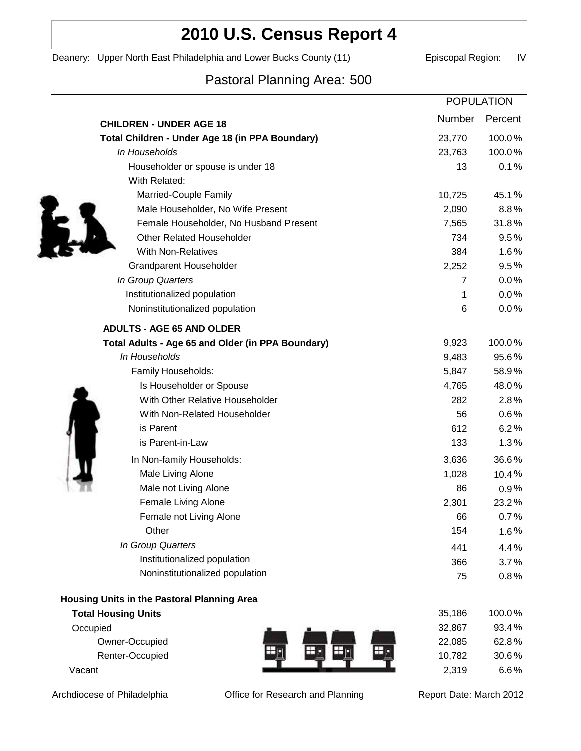# 2010 U.S. Census Report 4

Deanery: Upper North East Philadelphia and Lower Bucks County (11) Episcopal Region: IV

## Pastoral Planning Area: 500

| | POPULATION | |
|---|---|---|
| **CHILDREN - UNDER AGE 18** | Number | Percent |
| **Total Children - Under Age 18 (in PPA Boundary)** | 23,770 | 100.0% |
| *In Households* | 23,763 | 100.0% |
| Householder or spouse is under 18 | 13 | 0.1% |
| With Related: | | |
| Married-Couple Family | 10,725 | 45.1% |
| Male Householder, No Wife Present | 2,090 | 8.8% |
| Female Householder, No Husband Present | 7,565 | 31.8% |
| Other Related Householder | 734 | 9.5% |
| With Non-Relatives | 384 | 1.6% |
| Grandparent Householder | 2,252 | 9.5% |
| *In Group Quarters* | 7 | 0.0% |
| Institutionalized population | 1 | 0.0% |
| Noninstitutionalized population | 6 | 0.0% |
| **ADULTS - AGE 65 AND OLDER** | | |
| **Total Adults - Age 65 and Older (in PPA Boundary)** | 9,923 | 100.0% |
| *In Households* | 9,483 | 95.6% |
| Family Households: | 5,847 | 58.9% |
| Is Householder or Spouse | 4,765 | 48.0% |
| With Other Relative Householder | 282 | 2.8% |
| With Non-Related Householder | 56 | 0.6% |
| is Parent | 612 | 6.2% |
| is Parent-in-Law | 133 | 1.3% |
| In Non-family Households: | 3,636 | 36.6% |
| Male Living Alone | 1,028 | 10.4% |
| Male not Living Alone | 86 | 0.9% |
| Female Living Alone | 2,301 | 23.2% |
| Female not Living Alone | 66 | 0.7% |
| Other | 154 | 1.6% |
| *In Group Quarters* | 441 | 4.4% |
| Institutionalized population | 366 | 3.7% |
| Noninstitutionalized population | 75 | 0.8% |
| **Housing Units in the Pastoral Planning Area** | | |
| **Total Housing Units** | 35,186 | 100.0% |
| Occupied | 32,867 | 93.4% |
| Owner-Occupied | 22,085 | 62.8% |
| Renter-Occupied | 10,782 | 30.6% |
| Vacant | 2,319 | 6.6% |

Archdiocese of Philadelphia — Office for Research and Planning — Report Date: March 2012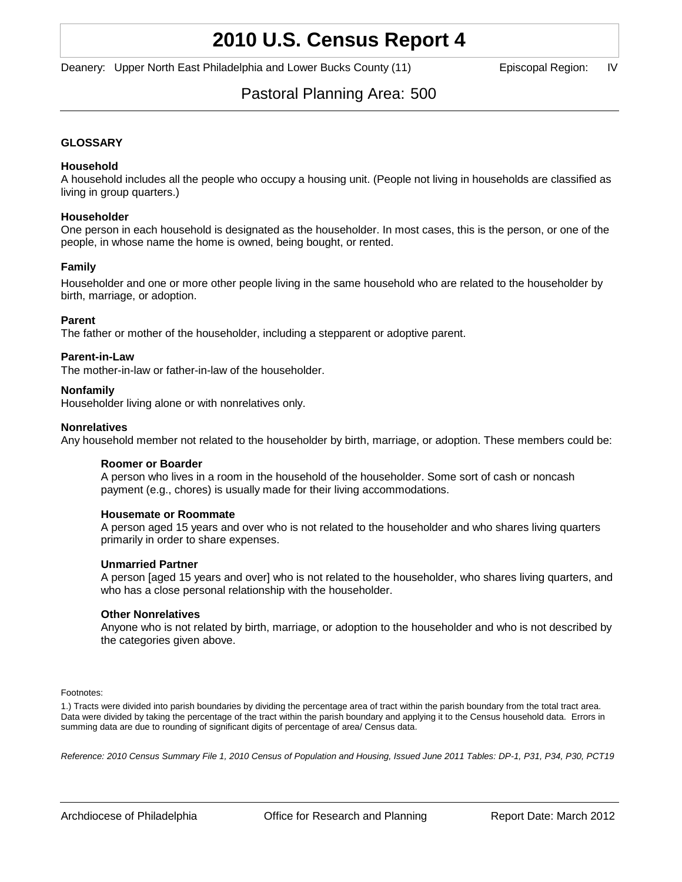# 2010 U.S. Census Report 4

Deanery: Upper North East Philadelphia and Lower Bucks County (11) Episcopal Region: IV

## Pastoral Planning Area: 500

### GLOSSARY

**Household**
A household includes all the people who occupy a housing unit. (People not living in households are classified as living in group quarters.)

**Householder**
One person in each household is designated as the householder. In most cases, this is the person, or one of the people, in whose name the home is owned, being bought, or rented.

**Family**
Householder and one or more other people living in the same household who are related to the householder by birth, marriage, or adoption.

**Parent**
The father or mother of the householder, including a stepparent or adoptive parent.

**Parent-in-Law**
The mother-in-law or father-in-law of the householder.

**Nonfamily**
Householder living alone or with nonrelatives only.

**Nonrelatives**
Any household member not related to the householder by birth, marriage, or adoption. These members could be:

> **Roomer or Boarder**
> A person who lives in a room in the household of the householder. Some sort of cash or noncash payment (e.g., chores) is usually made for their living accommodations.
>
> **Housemate or Roommate**
> A person aged 15 years and over who is not related to the householder and who shares living quarters primarily in order to share expenses.
>
> **Unmarried Partner**
> A person [aged 15 years and over] who is not related to the householder, who shares living quarters, and who has a close personal relationship with the householder.
>
> **Other Nonrelatives**
> Anyone who is not related by birth, marriage, or adoption to the householder and who is not described by the categories given above.

Footnotes:

1.) Tracts were divided into parish boundaries by dividing the percentage area of tract within the parish boundary from the total tract area. Data were divided by taking the percentage of the tract within the parish boundary and applying it to the Census household data. Errors in summing data are due to rounding of significant digits of percentage of area/ Census data.

*Reference: 2010 Census Summary File 1, 2010 Census of Population and Housing, Issued June 2011 Tables: DP-1, P31, P34, P30, PCT19*

Archdiocese of Philadelphia Office for Research and Planning Report Date: March 2012